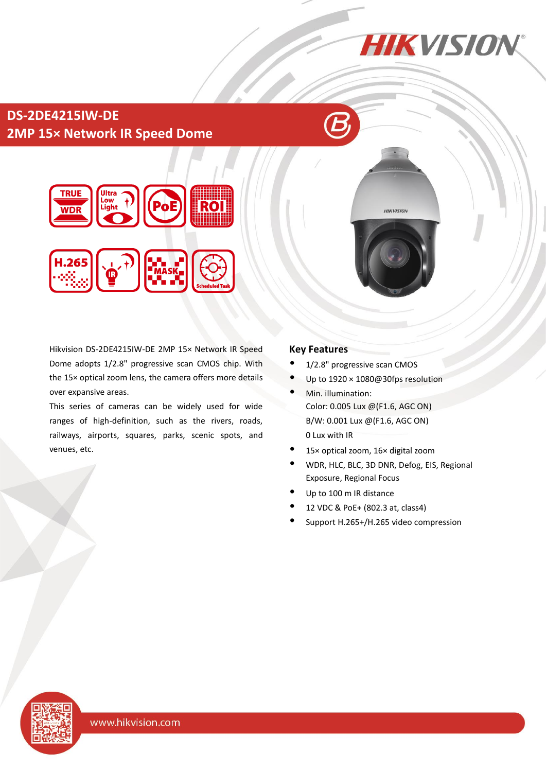# DS-2DE4215IW-DE

## 2MP 15× Network IR Speed Dome

Hikvision DS-2DE4215IW-DE 2MP 15× Network IR Speed Dome adopts 1/2.8" progressive scan CMOS chip. With the 15× optical zoom lens, the camera offers more details over expansive areas.

This series of cameras can be widely used for wide ranges of high-definition, such as the rivers, roads, railways, airports, squares, parks, scenic spots, and venues, etc.

## Key Features

- 1/2.8" progressive scan CMOS
- Up to 1920 × 1080@30fps resolution
- Min. illumination:
  Color: 0.005 Lux @(F1.6, AGC ON)
  B/W: 0.001 Lux @(F1.6, AGC ON)
  0 Lux with IR
- 15× optical zoom, 16× digital zoom
- WDR, HLC, BLC, 3D DNR, Defog, EIS, Regional Exposure, Regional Focus
- Up to 100 m IR distance
- 12 VDC & PoE+ (802.3 at, class4)
- Support H.265+/H.265 video compression

www.hikvision.com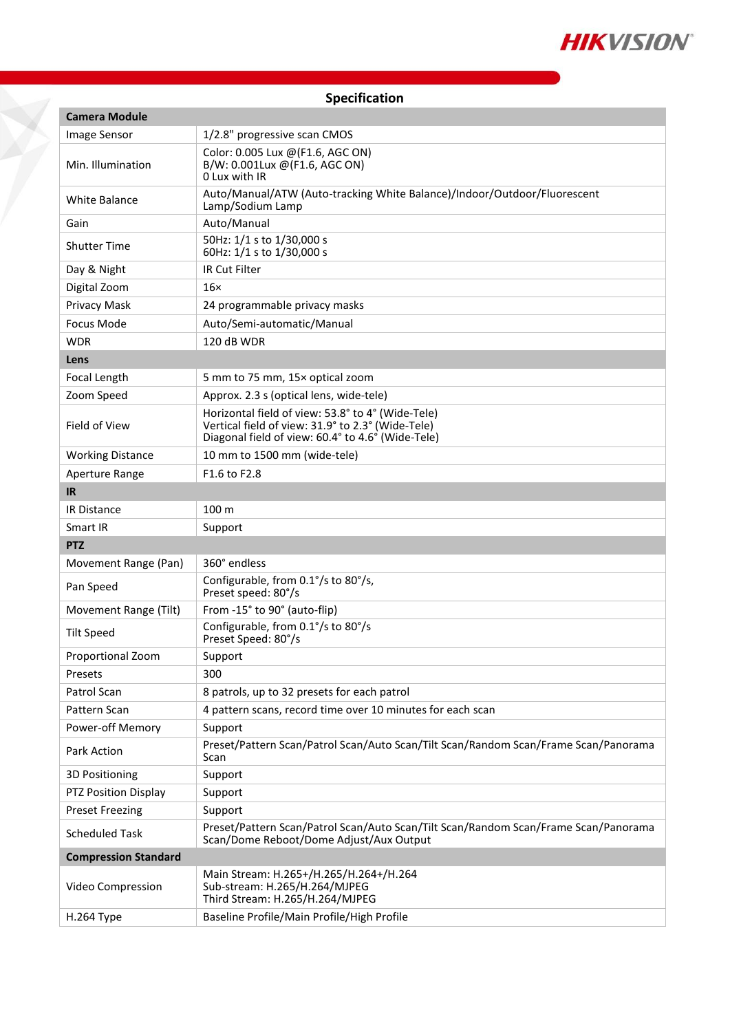## Specification

| Camera Module | |
|---|---|
| Image Sensor | 1/2.8" progressive scan CMOS |
| Min. Illumination | Color: 0.005 Lux @(F1.6, AGC ON)<br>B/W: 0.001Lux @(F1.6, AGC ON)<br>0 Lux with IR |
| White Balance | Auto/Manual/ATW (Auto-tracking White Balance)/Indoor/Outdoor/Fluorescent Lamp/Sodium Lamp |
| Gain | Auto/Manual |
| Shutter Time | 50Hz: 1/1 s to 1/30,000 s<br>60Hz: 1/1 s to 1/30,000 s |
| Day & Night | IR Cut Filter |
| Digital Zoom | 16× |
| Privacy Mask | 24 programmable privacy masks |
| Focus Mode | Auto/Semi-automatic/Manual |
| WDR | 120 dB WDR |
| **Lens** | |
| Focal Length | 5 mm to 75 mm, 15× optical zoom |
| Zoom Speed | Approx. 2.3 s (optical lens, wide-tele) |
| Field of View | Horizontal field of view: 53.8° to 4° (Wide-Tele)<br>Vertical field of view: 31.9° to 2.3° (Wide-Tele)<br>Diagonal field of view: 60.4° to 4.6° (Wide-Tele) |
| Working Distance | 10 mm to 1500 mm (wide-tele) |
| Aperture Range | F1.6 to F2.8 |
| **IR** | |
| IR Distance | 100 m |
| Smart IR | Support |
| **PTZ** | |
| Movement Range (Pan) | 360° endless |
| Pan Speed | Configurable, from 0.1°/s to 80°/s,<br>Preset speed: 80°/s |
| Movement Range (Tilt) | From -15° to 90° (auto-flip) |
| Tilt Speed | Configurable, from 0.1°/s to 80°/s<br>Preset Speed: 80°/s |
| Proportional Zoom | Support |
| Presets | 300 |
| Patrol Scan | 8 patrols, up to 32 presets for each patrol |
| Pattern Scan | 4 pattern scans, record time over 10 minutes for each scan |
| Power-off Memory | Support |
| Park Action | Preset/Pattern Scan/Patrol Scan/Auto Scan/Tilt Scan/Random Scan/Frame Scan/Panorama Scan |
| 3D Positioning | Support |
| PTZ Position Display | Support |
| Preset Freezing | Support |
| Scheduled Task | Preset/Pattern Scan/Patrol Scan/Auto Scan/Tilt Scan/Random Scan/Frame Scan/Panorama Scan/Dome Reboot/Dome Adjust/Aux Output |
| **Compression Standard** | |
| Video Compression | Main Stream: H.265+/H.265/H.264+/H.264<br>Sub-stream: H.265/H.264/MJPEG<br>Third Stream: H.265/H.264/MJPEG |
| H.264 Type | Baseline Profile/Main Profile/High Profile |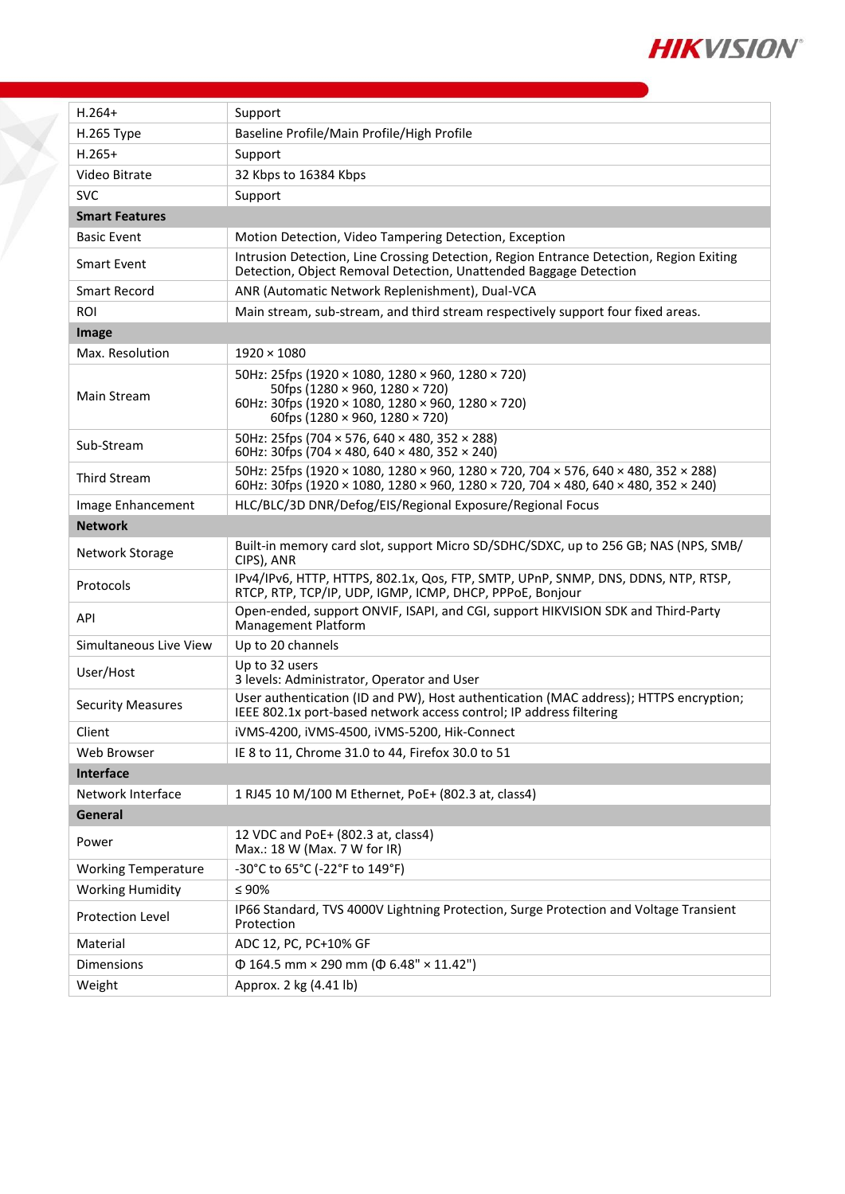| | |
|---|---|
| H.264+ | Support |
| H.265 Type | Baseline Profile/Main Profile/High Profile |
| H.265+ | Support |
| Video Bitrate | 32 Kbps to 16384 Kbps |
| SVC | Support |
| **Smart Features** | |
| Basic Event | Motion Detection, Video Tampering Detection, Exception |
| Smart Event | Intrusion Detection, Line Crossing Detection, Region Entrance Detection, Region Exiting Detection, Object Removal Detection, Unattended Baggage Detection |
| Smart Record | ANR (Automatic Network Replenishment), Dual-VCA |
| ROI | Main stream, sub-stream, and third stream respectively support four fixed areas. |
| **Image** | |
| Max. Resolution | 1920 × 1080 |
| Main Stream | 50Hz: 25fps (1920 × 1080, 1280 × 960, 1280 × 720)<br>50fps (1280 × 960, 1280 × 720)<br>60Hz: 30fps (1920 × 1080, 1280 × 960, 1280 × 720)<br>60fps (1280 × 960, 1280 × 720) |
| Sub-Stream | 50Hz: 25fps (704 × 576, 640 × 480, 352 × 288)<br>60Hz: 30fps (704 × 480, 640 × 480, 352 × 240) |
| Third Stream | 50Hz: 25fps (1920 × 1080, 1280 × 960, 1280 × 720, 704 × 576, 640 × 480, 352 × 288)<br>60Hz: 30fps (1920 × 1080, 1280 × 960, 1280 × 720, 704 × 480, 640 × 480, 352 × 240) |
| Image Enhancement | HLC/BLC/3D DNR/Defog/EIS/Regional Exposure/Regional Focus |
| **Network** | |
| Network Storage | Built-in memory card slot, support Micro SD/SDHC/SDXC, up to 256 GB; NAS (NPS, SMB/CIPS), ANR |
| Protocols | IPv4/IPv6, HTTP, HTTPS, 802.1x, Qos, FTP, SMTP, UPnP, SNMP, DNS, DDNS, NTP, RTSP, RTCP, RTP, TCP/IP, UDP, IGMP, ICMP, DHCP, PPPoE, Bonjour |
| API | Open-ended, support ONVIF, ISAPI, and CGI, support HIKVISION SDK and Third-Party Management Platform |
| Simultaneous Live View | Up to 20 channels |
| User/Host | Up to 32 users<br>3 levels: Administrator, Operator and User |
| Security Measures | User authentication (ID and PW), Host authentication (MAC address); HTTPS encryption; IEEE 802.1x port-based network access control; IP address filtering |
| Client | iVMS-4200, iVMS-4500, iVMS-5200, Hik-Connect |
| Web Browser | IE 8 to 11, Chrome 31.0 to 44, Firefox 30.0 to 51 |
| **Interface** | |
| Network Interface | 1 RJ45 10 M/100 M Ethernet, PoE+ (802.3 at, class4) |
| **General** | |
| Power | 12 VDC and PoE+ (802.3 at, class4)<br>Max.: 18 W (Max. 7 W for IR) |
| Working Temperature | -30°C to 65°C (-22°F to 149°F) |
| Working Humidity | ≤ 90% |
| Protection Level | IP66 Standard, TVS 4000V Lightning Protection, Surge Protection and Voltage Transient Protection |
| Material | ADC 12, PC, PC+10% GF |
| Dimensions | Φ 164.5 mm × 290 mm (Φ 6.48" × 11.42") |
| Weight | Approx. 2 kg (4.41 lb) |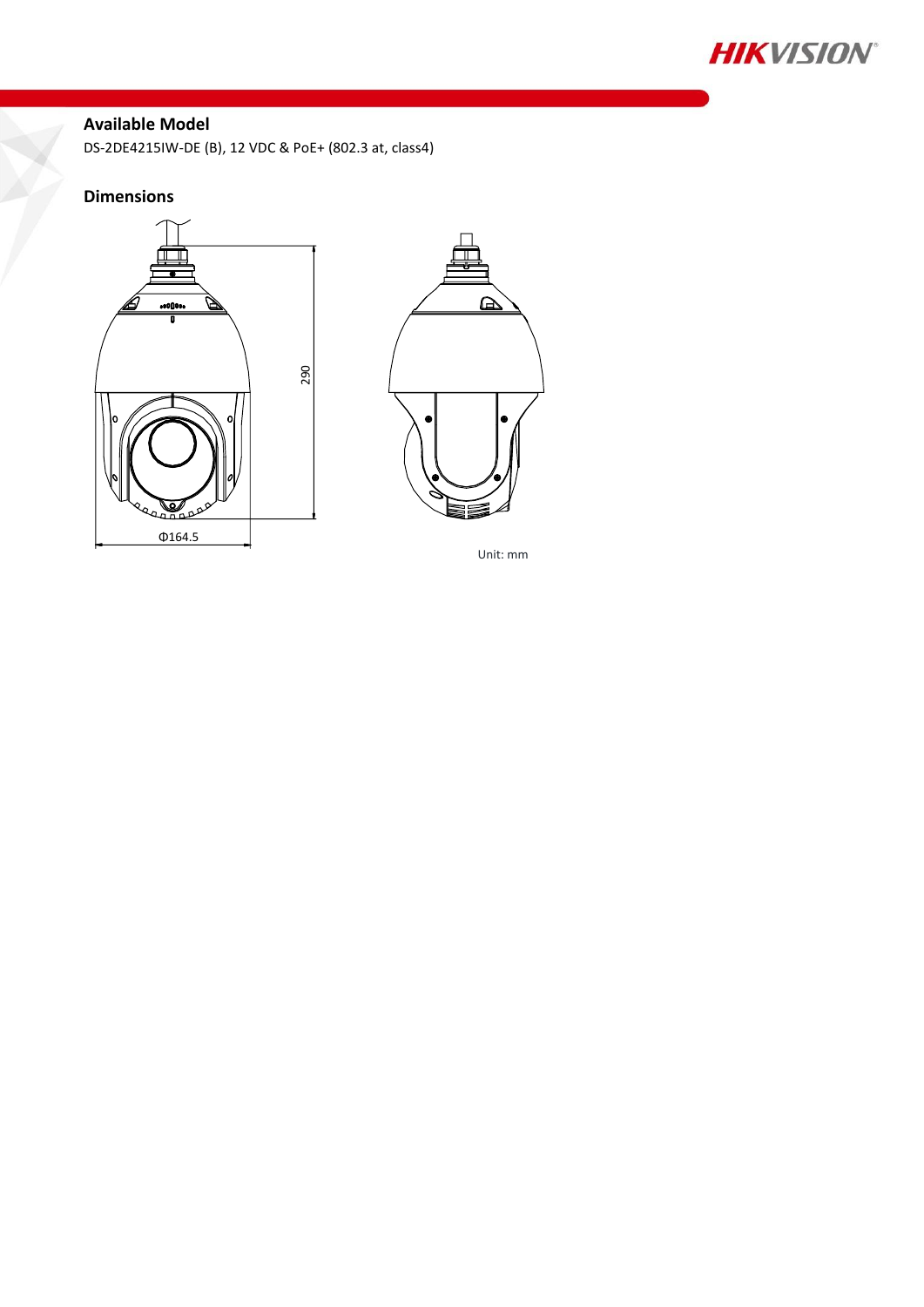## Available Model

DS-2DE4215IW-DE (B), 12 VDC & PoE+ (802.3 at, class4)

## Dimensions

290

Φ164.5

Unit: mm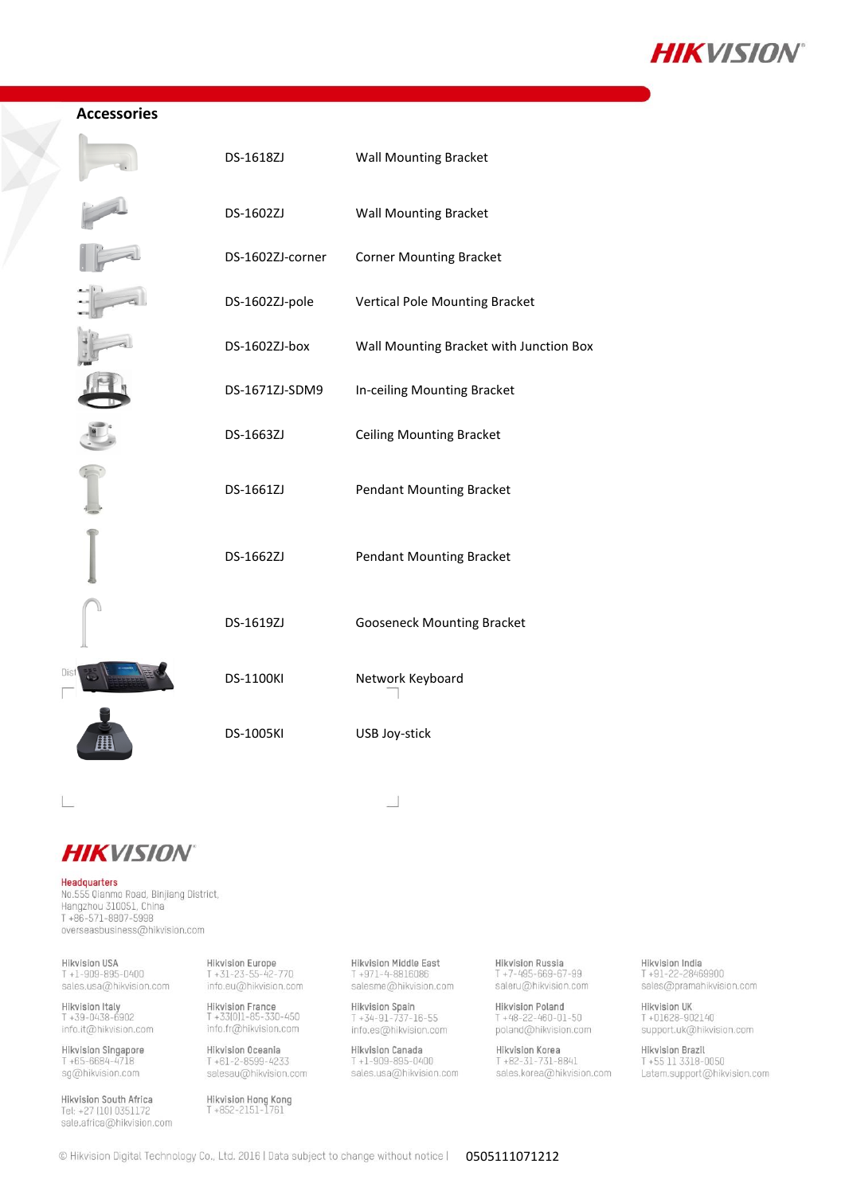## Accessories

| | | |
|---|---|---|
| | DS-1618ZJ | Wall Mounting Bracket |
| | DS-1602ZJ | Wall Mounting Bracket |
| | DS-1602ZJ-corner | Corner Mounting Bracket |
| | DS-1602ZJ-pole | Vertical Pole Mounting Bracket |
| | DS-1602ZJ-box | Wall Mounting Bracket with Junction Box |
| | DS-1671ZJ-SDM9 | In-ceiling Mounting Bracket |
| | DS-1663ZJ | Ceiling Mounting Bracket |
| | DS-1661ZJ | Pendant Mounting Bracket |
| | DS-1662ZJ | Pendant Mounting Bracket |
| | DS-1619ZJ | Gooseneck Mounting Bracket |
| | DS-1100KI | Network Keyboard |
| | DS-1005KI | USB Joy-stick |

**HIKVISION**

**Headquarters**
No.555 Qianmo Road, Binjiang District,
Hangzhou 310051, China
T +86-571-8807-5998
overseasbusiness@hikvision.com

Hikvision USA
T +1-909-895-0400
sales.usa@hikvision.com

Hikvision Europe
T +31-23-55-42-770
info.eu@hikvision.com

Hikvision Middle East
T +971-4-8816086
salesme@hikvision.com

Hikvision Russia
T +7-495-669-67-99
saleru@hikvision.com

Hikvision India
T +91-22-28469900
sales@pramahikvision.com

Hikvision Italy
T +39-0438-6902
info.it@hikvision.com

Hikvision France
T +33(0)1-85-330-450
info.fr@hikvision.com

Hikvision Spain
T +34-91-737-16-55
info.es@hikvision.com

Hikvision Poland
T +48-22-460-01-50
poland@hikvision.com

Hikvision UK
T +01628-902140
support.uk@hikvision.com

Hikvision Singapore
T +65-6684-4718
sg@hikvision.com

Hikvision Oceania
T +61-2-8599-4233
salesau@hikvision.com

Hikvision Canada
T +1-909-895-0400
sales.usa@hikvision.com

Hikvision Korea
T +82-31-731-8841
sales.korea@hikvision.com

Hikvision Brazil
T +55 11 3318-0050
Latam.support@hikvision.com

Hikvision South Africa
Tel: +27 (10) 0351172
sale.africa@hikvision.com

Hikvision Hong Kong
T +852-2151-1761

© Hikvision Digital Technology Co., Ltd. 2016 | Data subject to change without notice | 0505111071212